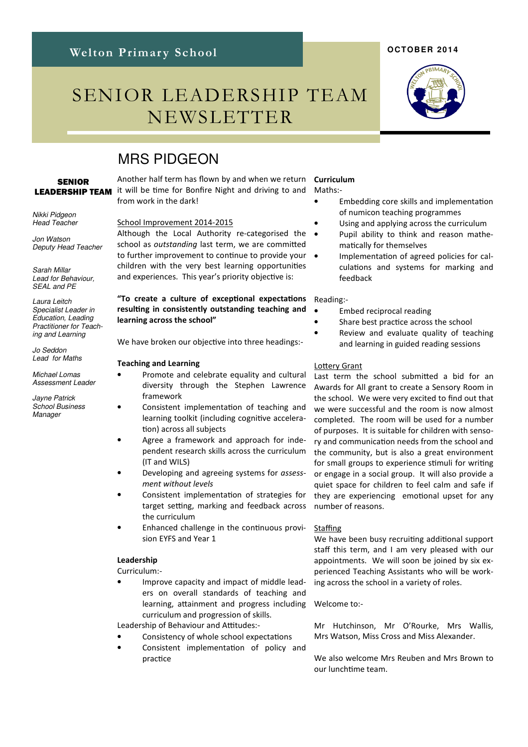Welton Primary School

OCTOBER 2014

# SENIOR LEADERSHIP TEAM NEWSLETTER

**SENIOR LEADERSHIP TEAM**

*Nikki Pidgeon*
*Head Teacher*

*Jon Watson*
*Deputy Head Teacher*

*Sarah Millar*
*Lead for Behaviour, SEAL and PE*

*Laura Leitch*
*Specialist Leader in Education, Leading Practitioner for Teaching and Learning*

*Jo Seddon*
*Lead for Maths*

*Michael Lomas*
*Assessment Leader*

*Jayne Patrick*
*School Business Manager*

## MRS PIDGEON

Another half term has flown by and when we return it will be time for Bonfire Night and driving to and from work in the dark!

### School Improvement 2014-2015

Although the Local Authority re-categorised the school as *outstanding* last term, we are committed to further improvement to continue to provide your children with the very best learning opportunities and experiences. This year's priority objective is:

**"To create a culture of exceptional expectations resulting in consistently outstanding teaching and learning across the school"**

We have broken our objective into three headings:-

**Teaching and Learning**

- Promote and celebrate equality and cultural diversity through the Stephen Lawrence framework
- Consistent implementation of teaching and learning toolkit (including cognitive acceleration) across all subjects
- Agree a framework and approach for independent research skills across the curriculum (IT and WILS)
- Developing and agreeing systems for *assessment without levels*
- Consistent implementation of strategies for target setting, marking and feedback across the curriculum
- Enhanced challenge in the continuous provision EYFS and Year 1

**Leadership**

Curriculum:-

- Improve capacity and impact of middle leaders on overall standards of teaching and learning, attainment and progress including curriculum and progression of skills.

Leadership of Behaviour and Attitudes:-

- Consistency of whole school expectations
- Consistent implementation of policy and practice

**Curriculum**

Maths:-

- Embedding core skills and implementation of numicon teaching programmes
- Using and applying across the curriculum
- Pupil ability to think and reason mathematically for themselves
- Implementation of agreed policies for calculations and systems for marking and feedback

Reading:-

- Embed reciprocal reading
- Share best practice across the school
- Review and evaluate quality of teaching and learning in guided reading sessions

### Lottery Grant

Last term the school submitted a bid for an Awards for All grant to create a Sensory Room in the school. We were very excited to find out that we were successful and the room is now almost completed. The room will be used for a number of purposes. It is suitable for children with sensory and communication needs from the school and the community, but is also a great environment for small groups to experience stimuli for writing or engage in a social group. It will also provide a quiet space for children to feel calm and safe if they are experiencing emotional upset for any number of reasons.

### Staffing

We have been busy recruiting additional support staff this term, and I am very pleased with our appointments. We will soon be joined by six experienced Teaching Assistants who will be working across the school in a variety of roles.

Welcome to:-

Mr Hutchinson, Mr O'Rourke, Mrs Wallis, Mrs Watson, Miss Cross and Miss Alexander.

We also welcome Mrs Reuben and Mrs Brown to our lunchtime team.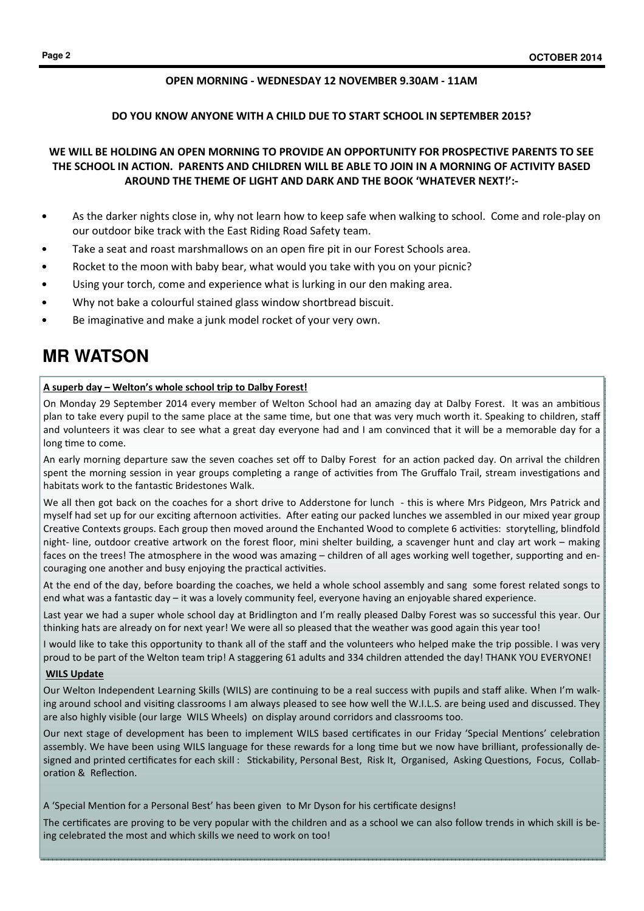**OPEN MORNING - WEDNESDAY 12 NOVEMBER 9.30AM - 11AM**

**DO YOU KNOW ANYONE WITH A CHILD DUE TO START SCHOOL IN SEPTEMBER 2015?**

**WE WILL BE HOLDING AN OPEN MORNING TO PROVIDE AN OPPORTUNITY FOR PROSPECTIVE PARENTS TO SEE THE SCHOOL IN ACTION. PARENTS AND CHILDREN WILL BE ABLE TO JOIN IN A MORNING OF ACTIVITY BASED AROUND THE THEME OF LIGHT AND DARK AND THE BOOK 'WHATEVER NEXT!':-**

- As the darker nights close in, why not learn how to keep safe when walking to school. Come and role-play on our outdoor bike track with the East Riding Road Safety team.
- Take a seat and roast marshmallows on an open fire pit in our Forest Schools area.
- Rocket to the moon with baby bear, what would you take with you on your picnic?
- Using your torch, come and experience what is lurking in our den making area.
- Why not bake a colourful stained glass window shortbread biscuit.
- Be imaginative and make a junk model rocket of your very own.

## MR WATSON

**A superb day – Welton's whole school trip to Dalby Forest!**

On Monday 29 September 2014 every member of Welton School had an amazing day at Dalby Forest. It was an ambitious plan to take every pupil to the same place at the same time, but one that was very much worth it. Speaking to children, staff and volunteers it was clear to see what a great day everyone had and I am convinced that it will be a memorable day for a long time to come.

An early morning departure saw the seven coaches set off to Dalby Forest for an action packed day. On arrival the children spent the morning session in year groups completing a range of activities from The Gruffalo Trail, stream investigations and habitats work to the fantastic Bridestones Walk.

We all then got back on the coaches for a short drive to Adderstone for lunch - this is where Mrs Pidgeon, Mrs Patrick and myself had set up for our exciting afternoon activities. After eating our packed lunches we assembled in our mixed year group Creative Contexts groups. Each group then moved around the Enchanted Wood to complete 6 activities: storytelling, blindfold night- line, outdoor creative artwork on the forest floor, mini shelter building, a scavenger hunt and clay art work – making faces on the trees! The atmosphere in the wood was amazing – children of all ages working well together, supporting and encouraging one another and busy enjoying the practical activities.

At the end of the day, before boarding the coaches, we held a whole school assembly and sang some forest related songs to end what was a fantastic day – it was a lovely community feel, everyone having an enjoyable shared experience.

Last year we had a super whole school day at Bridlington and I'm really pleased Dalby Forest was so successful this year. Our thinking hats are already on for next year! We were all so pleased that the weather was good again this year too!

I would like to take this opportunity to thank all of the staff and the volunteers who helped make the trip possible. I was very proud to be part of the Welton team trip! A staggering 61 adults and 334 children attended the day! THANK YOU EVERYONE!

**WILS Update**

Our Welton Independent Learning Skills (WILS) are continuing to be a real success with pupils and staff alike. When I'm walking around school and visiting classrooms I am always pleased to see how well the W.I.L.S. are being used and discussed. They are also highly visible (our large WILS Wheels) on display around corridors and classrooms too.

Our next stage of development has been to implement WILS based certificates in our Friday 'Special Mentions' celebration assembly. We have been using WILS language for these rewards for a long time but we now have brilliant, professionally designed and printed certificates for each skill : Stickability, Personal Best, Risk It, Organised, Asking Questions, Focus, Collaboration & Reflection.

A 'Special Mention for a Personal Best' has been given to Mr Dyson for his certificate designs!

The certificates are proving to be very popular with the children and as a school we can also follow trends in which skill is being celebrated the most and which skills we need to work on too!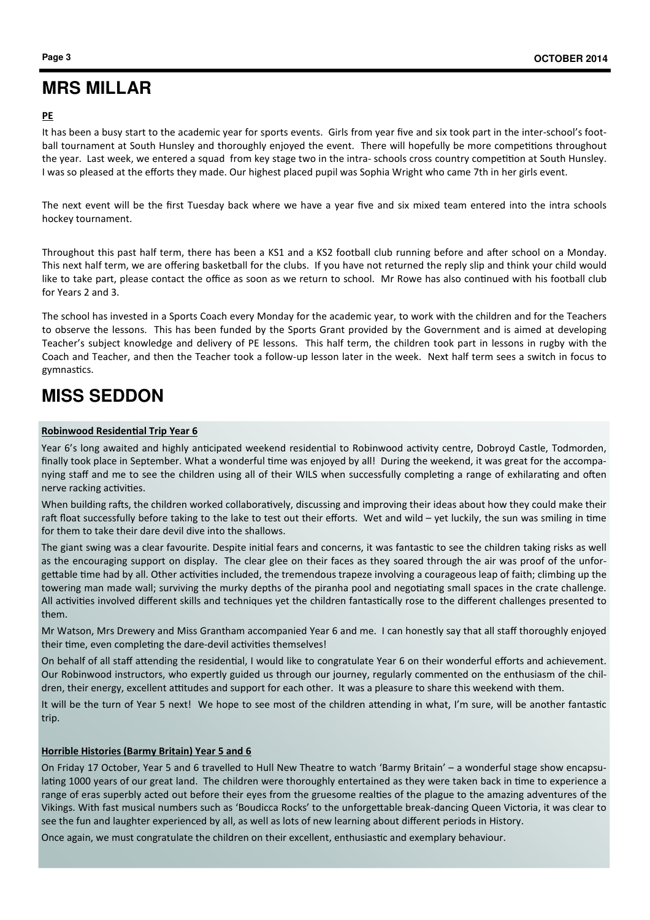## MRS MILLAR

**PE**

It has been a busy start to the academic year for sports events. Girls from year five and six took part in the inter-school's football tournament at South Hunsley and thoroughly enjoyed the event. There will hopefully be more competitions throughout the year. Last week, we entered a squad from key stage two in the intra- schools cross country competition at South Hunsley. I was so pleased at the efforts they made. Our highest placed pupil was Sophia Wright who came 7th in her girls event.

The next event will be the first Tuesday back where we have a year five and six mixed team entered into the intra schools hockey tournament.

Throughout this past half term, there has been a KS1 and a KS2 football club running before and after school on a Monday. This next half term, we are offering basketball for the clubs. If you have not returned the reply slip and think your child would like to take part, please contact the office as soon as we return to school. Mr Rowe has also continued with his football club for Years 2 and 3.

The school has invested in a Sports Coach every Monday for the academic year, to work with the children and for the Teachers to observe the lessons. This has been funded by the Sports Grant provided by the Government and is aimed at developing Teacher's subject knowledge and delivery of PE lessons. This half term, the children took part in lessons in rugby with the Coach and Teacher, and then the Teacher took a follow-up lesson later in the week. Next half term sees a switch in focus to gymnastics.

## MISS SEDDON

**Robinwood Residential Trip Year 6**

Year 6's long awaited and highly anticipated weekend residential to Robinwood activity centre, Dobroyd Castle, Todmorden, finally took place in September. What a wonderful time was enjoyed by all! During the weekend, it was great for the accompanying staff and me to see the children using all of their WILS when successfully completing a range of exhilarating and often nerve racking activities.

When building rafts, the children worked collaboratively, discussing and improving their ideas about how they could make their raft float successfully before taking to the lake to test out their efforts. Wet and wild – yet luckily, the sun was smiling in time for them to take their dare devil dive into the shallows.

The giant swing was a clear favourite. Despite initial fears and concerns, it was fantastic to see the children taking risks as well as the encouraging support on display. The clear glee on their faces as they soared through the air was proof of the unforgettable time had by all. Other activities included, the tremendous trapeze involving a courageous leap of faith; climbing up the towering man made wall; surviving the murky depths of the piranha pool and negotiating small spaces in the crate challenge. All activities involved different skills and techniques yet the children fantastically rose to the different challenges presented to them.

Mr Watson, Mrs Drewery and Miss Grantham accompanied Year 6 and me. I can honestly say that all staff thoroughly enjoyed their time, even completing the dare-devil activities themselves!

On behalf of all staff attending the residential, I would like to congratulate Year 6 on their wonderful efforts and achievement. Our Robinwood instructors, who expertly guided us through our journey, regularly commented on the enthusiasm of the children, their energy, excellent attitudes and support for each other. It was a pleasure to share this weekend with them.

It will be the turn of Year 5 next! We hope to see most of the children attending in what, I'm sure, will be another fantastic trip.

**Horrible Histories (Barmy Britain) Year 5 and 6**

On Friday 17 October, Year 5 and 6 travelled to Hull New Theatre to watch 'Barmy Britain' – a wonderful stage show encapsulating 1000 years of our great land. The children were thoroughly entertained as they were taken back in time to experience a range of eras superbly acted out before their eyes from the gruesome realties of the plague to the amazing adventures of the Vikings. With fast musical numbers such as 'Boudicca Rocks' to the unforgettable break-dancing Queen Victoria, it was clear to see the fun and laughter experienced by all, as well as lots of new learning about different periods in History.

Once again, we must congratulate the children on their excellent, enthusiastic and exemplary behaviour.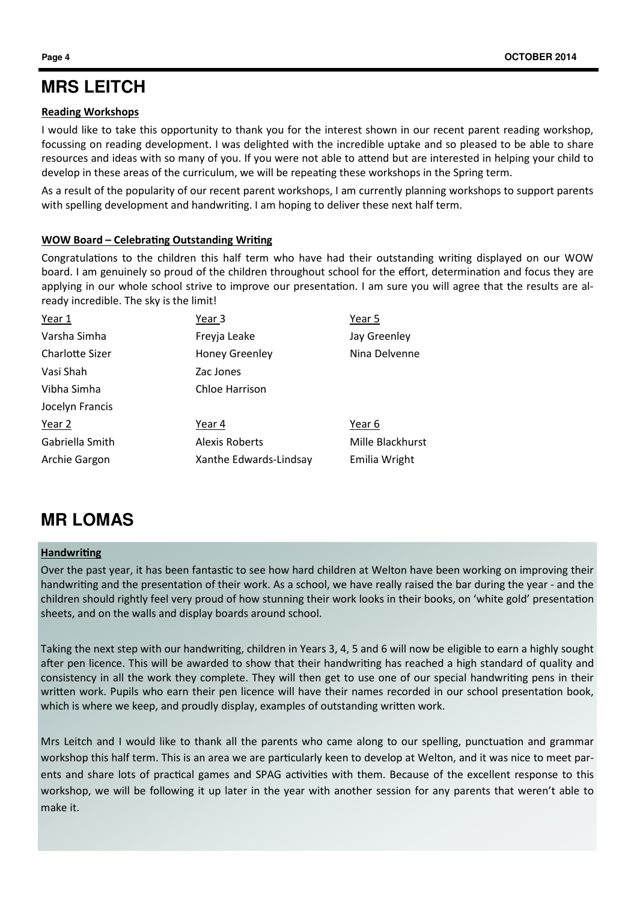## MRS LEITCH

**Reading Workshops**

I would like to take this opportunity to thank you for the interest shown in our recent parent reading workshop, focussing on reading development. I was delighted with the incredible uptake and so pleased to be able to share resources and ideas with so many of you. If you were not able to attend but are interested in helping your child to develop in these areas of the curriculum, we will be repeating these workshops in the Spring term.

As a result of the popularity of our recent parent workshops, I am currently planning workshops to support parents with spelling development and handwriting. I am hoping to deliver these next half term.

**WOW Board – Celebrating Outstanding Writing**

Congratulations to the children this half term who have had their outstanding writing displayed on our WOW board. I am genuinely so proud of the children throughout school for the effort, determination and focus they are applying in our whole school strive to improve our presentation. I am sure you will agree that the results are already incredible. The sky is the limit!

Year 1
Varsha Simha
Charlotte Sizer
Vasi Shah
Vibha Simha
Jocelyn Francis

Year 2
Gabriella Smith
Archie Gargon

Year 3
Freyja Leake
Honey Greenley
Zac Jones
Chloe Harrison

Year 4
Alexis Roberts
Xanthe Edwards-Lindsay

Year 5
Jay Greenley
Nina Delvenne

Year 6
Mille Blackhurst
Emilia Wright

## MR LOMAS

**Handwriting**

Over the past year, it has been fantastic to see how hard children at Welton have been working on improving their handwriting and the presentation of their work. As a school, we have really raised the bar during the year - and the children should rightly feel very proud of how stunning their work looks in their books, on 'white gold' presentation sheets, and on the walls and display boards around school.

Taking the next step with our handwriting, children in Years 3, 4, 5 and 6 will now be eligible to earn a highly sought after pen licence. This will be awarded to show that their handwriting has reached a high standard of quality and consistency in all the work they complete. They will then get to use one of our special handwriting pens in their written work. Pupils who earn their pen licence will have their names recorded in our school presentation book, which is where we keep, and proudly display, examples of outstanding written work.

Mrs Leitch and I would like to thank all the parents who came along to our spelling, punctuation and grammar workshop this half term. This is an area we are particularly keen to develop at Welton, and it was nice to meet parents and share lots of practical games and SPAG activities with them. Because of the excellent response to this workshop, we will be following it up later in the year with another session for any parents that weren't able to make it.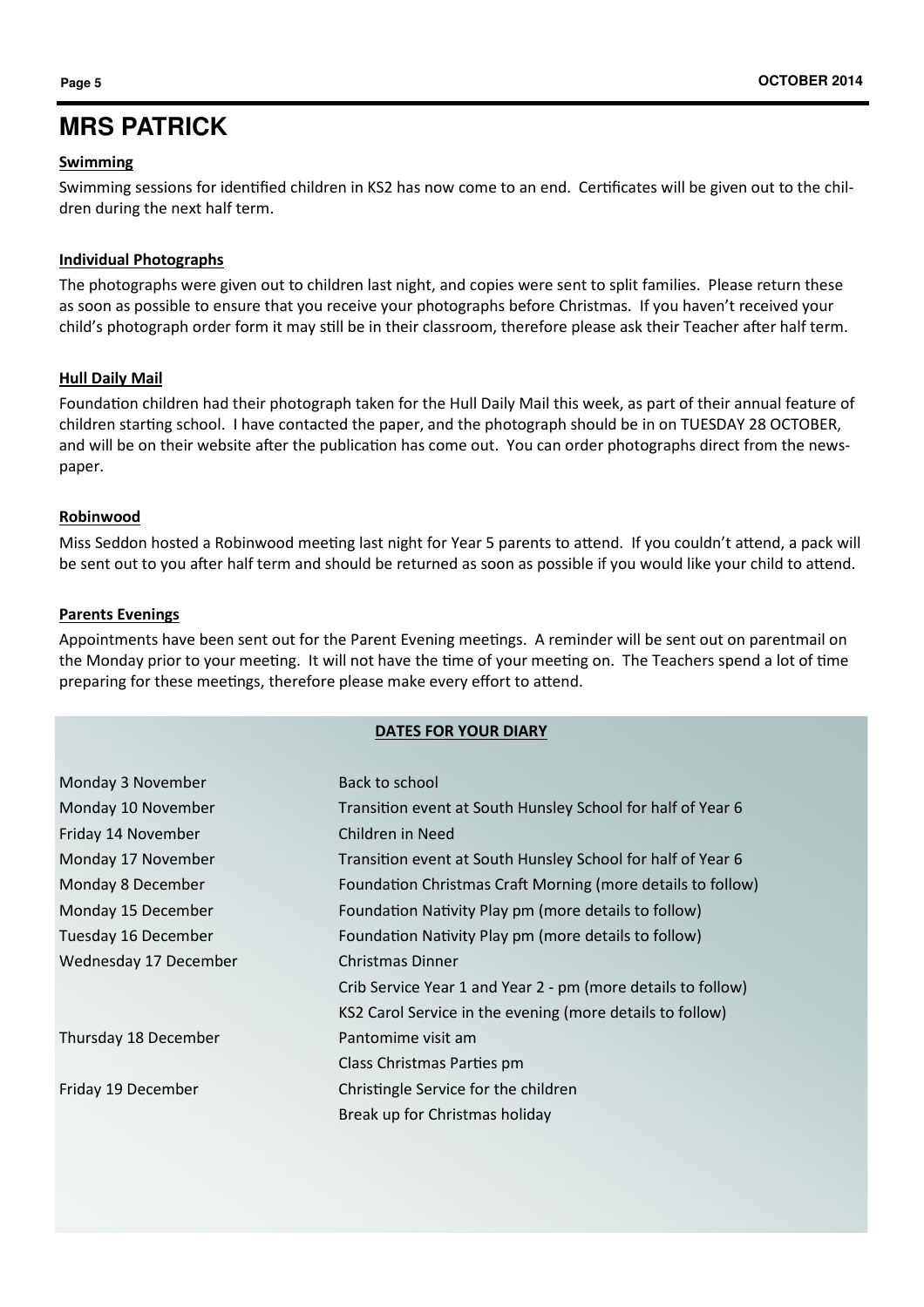## MRS PATRICK

**Swimming**

Swimming sessions for identified children in KS2 has now come to an end. Certificates will be given out to the children during the next half term.

**Individual Photographs**

The photographs were given out to children last night, and copies were sent to split families. Please return these as soon as possible to ensure that you receive your photographs before Christmas. If you haven't received your child's photograph order form it may still be in their classroom, therefore please ask their Teacher after half term.

**Hull Daily Mail**

Foundation children had their photograph taken for the Hull Daily Mail this week, as part of their annual feature of children starting school. I have contacted the paper, and the photograph should be in on TUESDAY 28 OCTOBER, and will be on their website after the publication has come out. You can order photographs direct from the newspaper.

**Robinwood**

Miss Seddon hosted a Robinwood meeting last night for Year 5 parents to attend. If you couldn't attend, a pack will be sent out to you after half term and should be returned as soon as possible if you would like your child to attend.

**Parents Evenings**

Appointments have been sent out for the Parent Evening meetings. A reminder will be sent out on parentmail on the Monday prior to your meeting. It will not have the time of your meeting on. The Teachers spend a lot of time preparing for these meetings, therefore please make every effort to attend.

**DATES FOR YOUR DIARY**

| | |
|---|---|
| Monday 3 November | Back to school |
| Monday 10 November | Transition event at South Hunsley School for half of Year 6 |
| Friday 14 November | Children in Need |
| Monday 17 November | Transition event at South Hunsley School for half of Year 6 |
| Monday 8 December | Foundation Christmas Craft Morning (more details to follow) |
| Monday 15 December | Foundation Nativity Play pm (more details to follow) |
| Tuesday 16 December | Foundation Nativity Play pm (more details to follow) |
| Wednesday 17 December | Christmas Dinner |
| | Crib Service Year 1 and Year 2 - pm (more details to follow) |
| | KS2 Carol Service in the evening (more details to follow) |
| Thursday 18 December | Pantomime visit am |
| | Class Christmas Parties pm |
| Friday 19 December | Christingle Service for the children |
| | Break up for Christmas holiday |